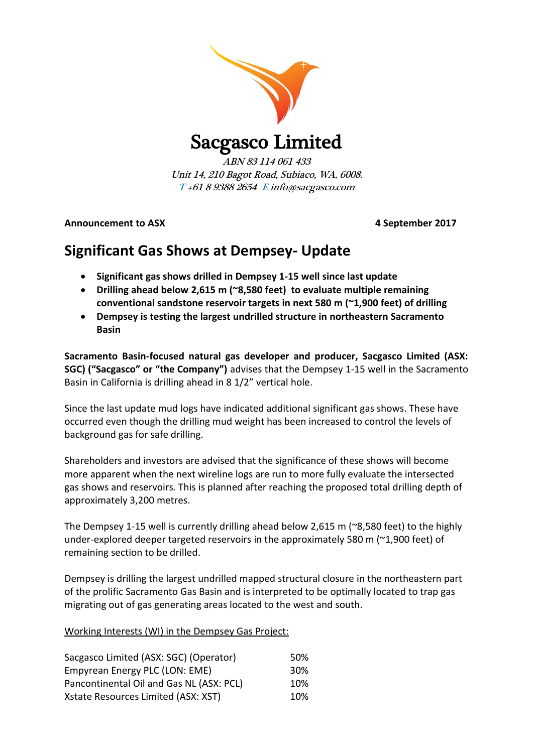# Sacgasco Limited

*ABN 83 114 061 433*
*Unit 14, 210 Bagot Road, Subiaco, WA, 6008.*
*T +61 8 9388 2654 E info@sacgasco.com*

**Announcement to ASX** **4 September 2017**

## Significant Gas Shows at Dempsey- Update

- **Significant gas shows drilled in Dempsey 1-15 well since last update**
- **Drilling ahead below 2,615 m (~8,580 feet) to evaluate multiple remaining conventional sandstone reservoir targets in next 580 m (~1,900 feet) of drilling**
- **Dempsey is testing the largest undrilled structure in northeastern Sacramento Basin**

**Sacramento Basin-focused natural gas developer and producer, Sacgasco Limited (ASX: SGC) ("Sacgasco" or "the Company")** advises that the Dempsey 1-15 well in the Sacramento Basin in California is drilling ahead in 8 1/2" vertical hole.

Since the last update mud logs have indicated additional significant gas shows. These have occurred even though the drilling mud weight has been increased to control the levels of background gas for safe drilling.

Shareholders and investors are advised that the significance of these shows will become more apparent when the next wireline logs are run to more fully evaluate the intersected gas shows and reservoirs. This is planned after reaching the proposed total drilling depth of approximately 3,200 metres.

The Dempsey 1-15 well is currently drilling ahead below 2,615 m (~8,580 feet) to the highly under-explored deeper targeted reservoirs in the approximately 580 m (~1,900 feet) of remaining section to be drilled.

Dempsey is drilling the largest undrilled mapped structural closure in the northeastern part of the prolific Sacramento Gas Basin and is interpreted to be optimally located to trap gas migrating out of gas generating areas located to the west and south.

<u>Working Interests (WI) in the Dempsey Gas Project:</u>

| | |
|---|---|
| Sacgasco Limited (ASX: SGC) (Operator) | 50% |
| Empyrean Energy PLC (LON: EME) | 30% |
| Pancontinental Oil and Gas NL (ASX: PCL) | 10% |
| Xstate Resources Limited (ASX: XST) | 10% |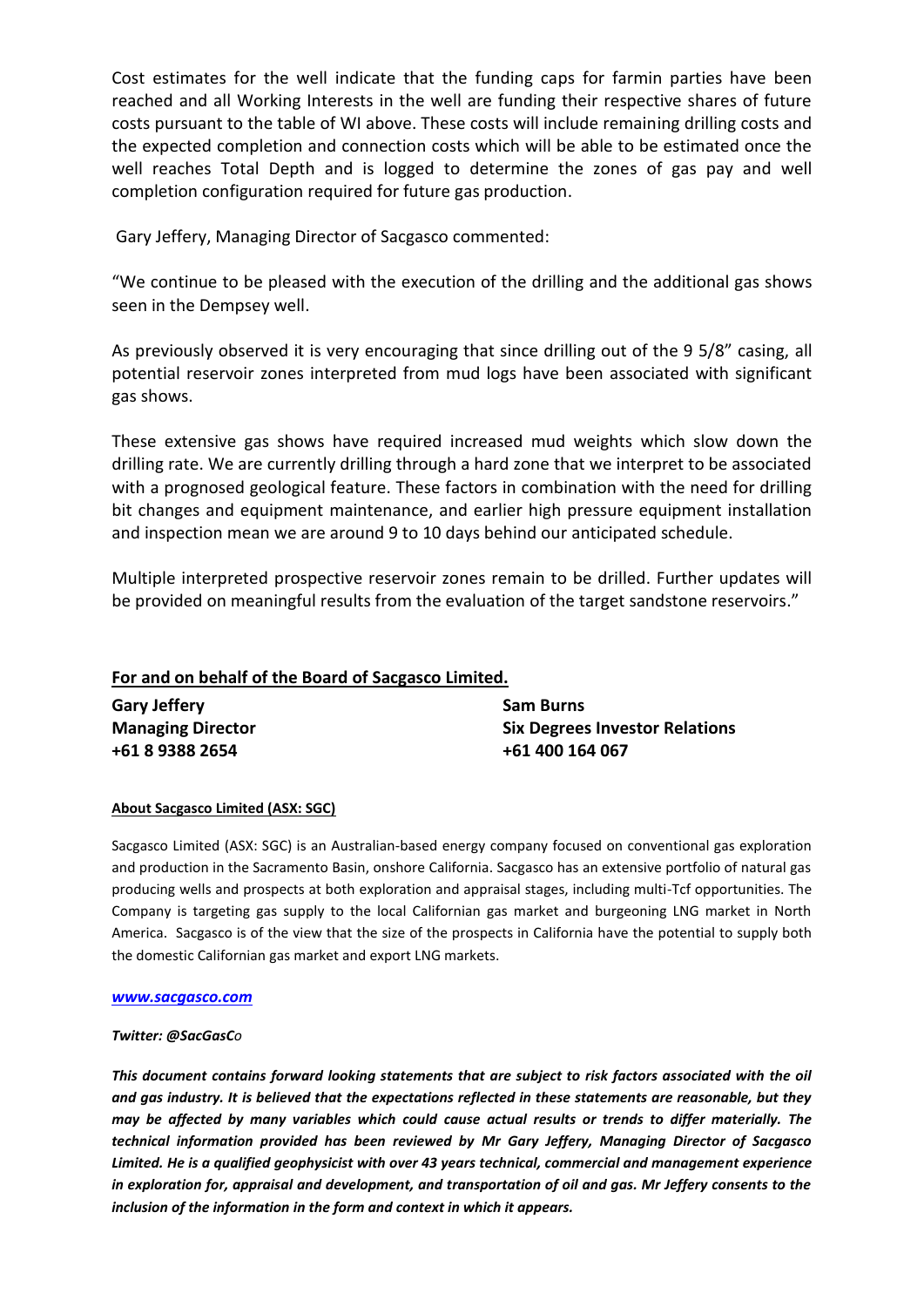Cost estimates for the well indicate that the funding caps for farmin parties have been reached and all Working Interests in the well are funding their respective shares of future costs pursuant to the table of WI above. These costs will include remaining drilling costs and the expected completion and connection costs which will be able to be estimated once the well reaches Total Depth and is logged to determine the zones of gas pay and well completion configuration required for future gas production.

Gary Jeffery, Managing Director of Sacgasco commented:

"We continue to be pleased with the execution of the drilling and the additional gas shows seen in the Dempsey well.

As previously observed it is very encouraging that since drilling out of the 9 5/8" casing, all potential reservoir zones interpreted from mud logs have been associated with significant gas shows.

These extensive gas shows have required increased mud weights which slow down the drilling rate. We are currently drilling through a hard zone that we interpret to be associated with a prognosed geological feature. These factors in combination with the need for drilling bit changes and equipment maintenance, and earlier high pressure equipment installation and inspection mean we are around 9 to 10 days behind our anticipated schedule.

Multiple interpreted prospective reservoir zones remain to be drilled. Further updates will be provided on meaningful results from the evaluation of the target sandstone reservoirs."

**For and on behalf of the Board of Sacgasco Limited.**

**Gary Jeffery**
**Managing Director**
**+61 8 9388 2654**

**Sam Burns**
**Six Degrees Investor Relations**
**+61 400 164 067**

**About Sacgasco Limited (ASX: SGC)**

Sacgasco Limited (ASX: SGC) is an Australian-based energy company focused on conventional gas exploration and production in the Sacramento Basin, onshore California. Sacgasco has an extensive portfolio of natural gas producing wells and prospects at both exploration and appraisal stages, including multi-Tcf opportunities. The Company is targeting gas supply to the local Californian gas market and burgeoning LNG market in North America. Sacgasco is of the view that the size of the prospects in California have the potential to supply both the domestic Californian gas market and export LNG markets.

***www.sacgasco.com***

***Twitter: @SacGasCo***

***This document contains forward looking statements that are subject to risk factors associated with the oil and gas industry. It is believed that the expectations reflected in these statements are reasonable, but they may be affected by many variables which could cause actual results or trends to differ materially. The technical information provided has been reviewed by Mr Gary Jeffery, Managing Director of Sacgasco Limited. He is a qualified geophysicist with over 43 years technical, commercial and management experience in exploration for, appraisal and development, and transportation of oil and gas. Mr Jeffery consents to the inclusion of the information in the form and context in which it appears.***